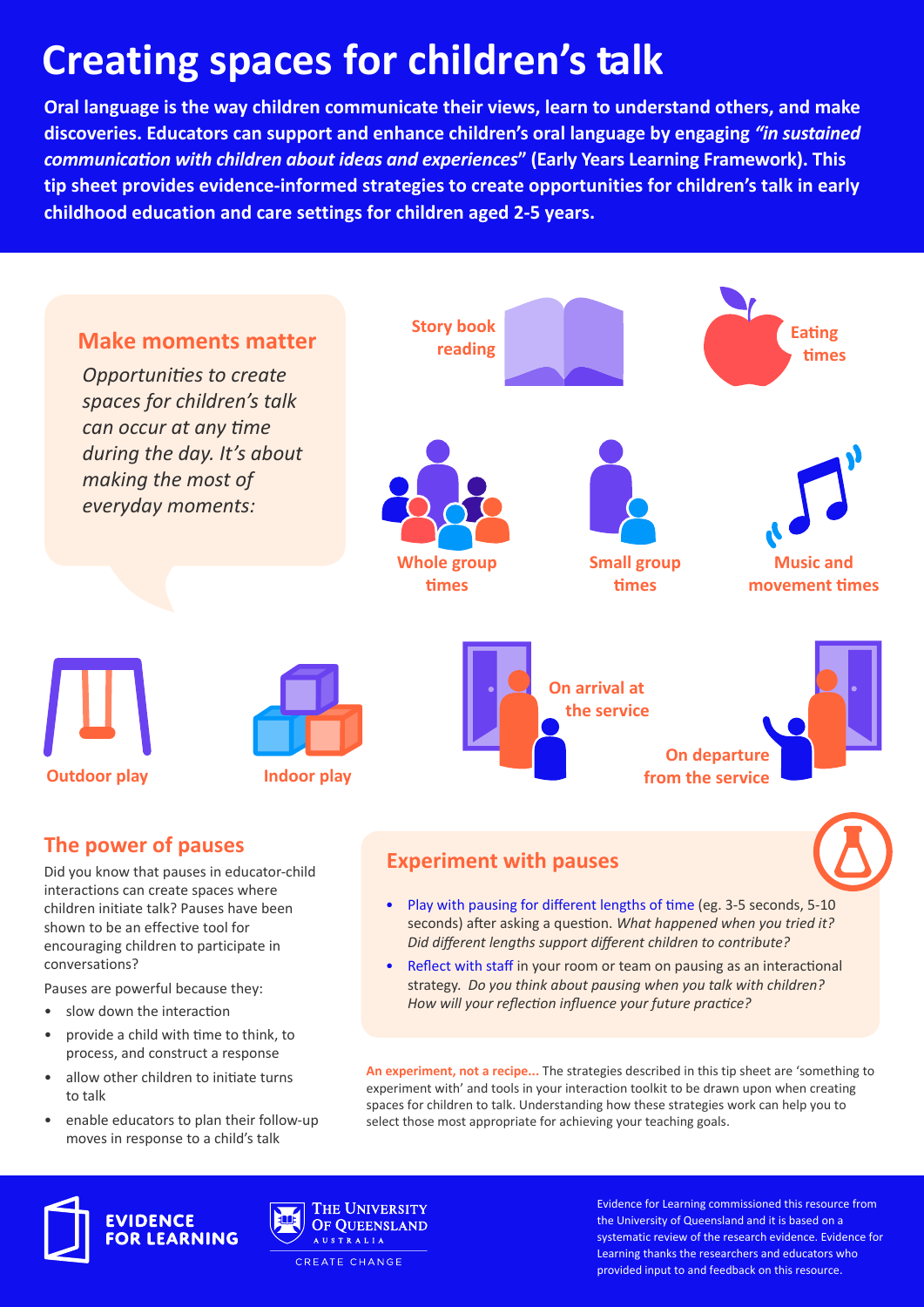# Creating spaces for children's talk

**Oral language is the way children communicate their views, learn to understand others, and make discoveries. Educators can support and enhance children's oral language by engaging *"in sustained communication with children about ideas and experiences"* (Early Years Learning Framework). This tip sheet provides evidence-informed strategies to create opportunities for children's talk in early childhood education and care settings for children aged 2-5 years.**

## Make moments matter

*Opportunities to create spaces for children's talk can occur at any time during the day. It's about making the most of everyday moments:*

- Story book reading
- Eating times
- Whole group times
- Small group times
- Music and movement times
- Outdoor play
- Indoor play
- On arrival at the service
- On departure from the service

## The power of pauses

Did you know that pauses in educator-child interactions can create spaces where children initiate talk? Pauses have been shown to be an effective tool for encouraging children to participate in conversations?

Pauses are powerful because they:

- slow down the interaction
- provide a child with time to think, to process, and construct a response
- allow other children to initiate turns to talk
- enable educators to plan their follow-up moves in response to a child's talk

## Experiment with pauses

- Play with pausing for different lengths of time (eg. 3-5 seconds, 5-10 seconds) after asking a question. *What happened when you tried it? Did different lengths support different children to contribute?*
- Reflect with staff in your room or team on pausing as an interactional strategy. *Do you think about pausing when you talk with children? How will your reflection influence your future practice?*

**An experiment, not a recipe...** The strategies described in this tip sheet are 'something to experiment with' and tools in your interaction toolkit to be drawn upon when creating spaces for children to talk. Understanding how these strategies work can help you to select those most appropriate for achieving your teaching goals.

Evidence for Learning commissioned this resource from the University of Queensland and it is based on a systematic review of the research evidence. Evidence for Learning thanks the researchers and educators who provided input to and feedback on this resource.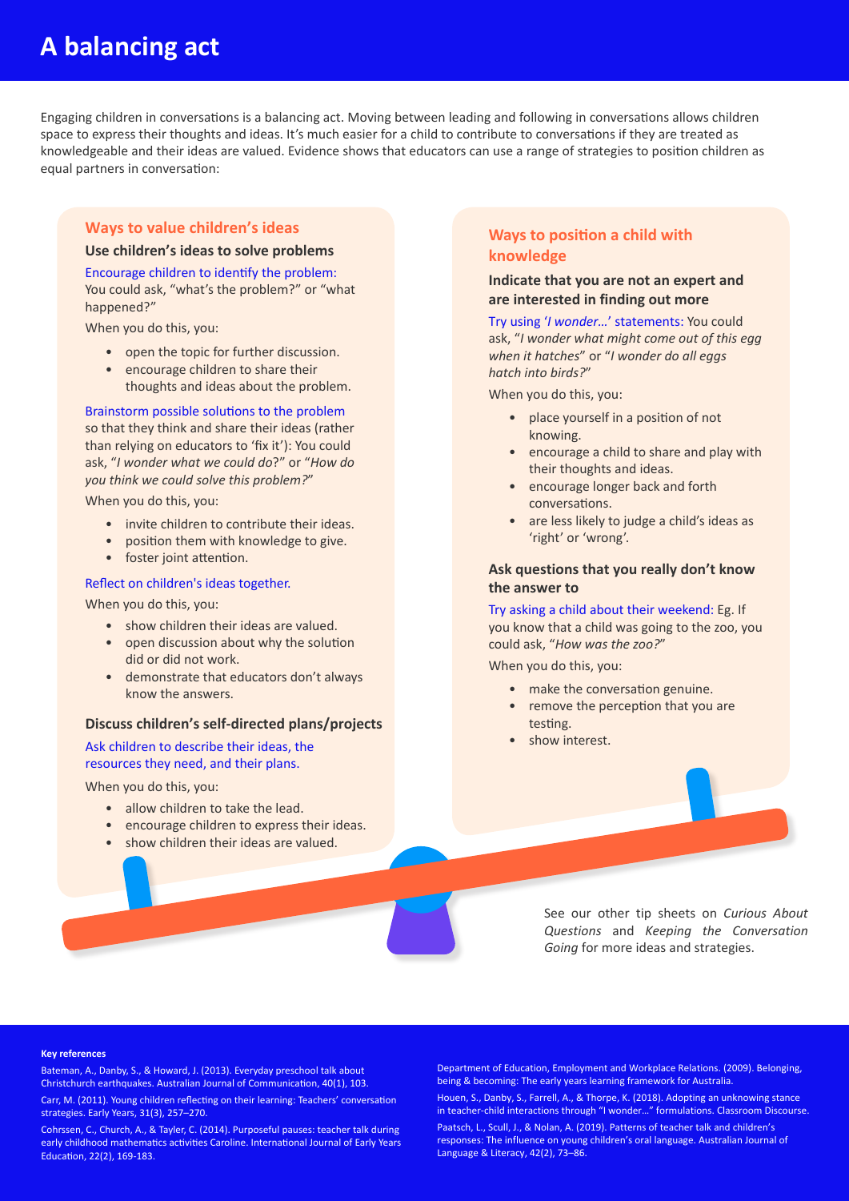# A balancing act

Engaging children in conversations is a balancing act. Moving between leading and following in conversations allows children space to express their thoughts and ideas. It's much easier for a child to contribute to conversations if they are treated as knowledgeable and their ideas are valued. Evidence shows that educators can use a range of strategies to position children as equal partners in conversation:

## Ways to value children's ideas

### Use children's ideas to solve problems

Encourage children to identify the problem: You could ask, "what's the problem?" or "what happened?"

When you do this, you:

- open the topic for further discussion.
- encourage children to share their thoughts and ideas about the problem.

Brainstorm possible solutions to the problem so that they think and share their ideas (rather than relying on educators to 'fix it'): You could ask, "*I wonder what we could do*?" or "*How do you think we could solve this problem?*"

When you do this, you:

- invite children to contribute their ideas.
- position them with knowledge to give.
- foster joint attention.

Reflect on children's ideas together.

When you do this, you:

- show children their ideas are valued.
- open discussion about why the solution did or did not work.
- demonstrate that educators don't always know the answers.

### Discuss children's self-directed plans/projects

Ask children to describe their ideas, the resources they need, and their plans.

When you do this, you:

- allow children to take the lead.
- encourage children to express their ideas.
- show children their ideas are valued.

## Ways to position a child with knowledge

### Indicate that you are not an expert and are interested in finding out more

Try using '*I wonder…*' statements: You could ask, "*I wonder what might come out of this egg when it hatches*" or "*I wonder do all eggs hatch into birds?*"

When you do this, you:

- place yourself in a position of not knowing.
- encourage a child to share and play with their thoughts and ideas.
- encourage longer back and forth conversations.
- are less likely to judge a child's ideas as 'right' or 'wrong'.

### Ask questions that you really don't know the answer to

Try asking a child about their weekend: Eg. If you know that a child was going to the zoo, you could ask, "*How was the zoo?*"

When you do this, you:

- make the conversation genuine.
- remove the perception that you are testing.
- show interest.

See our other tip sheets on *Curious About Questions* and *Keeping the Conversation Going* for more ideas and strategies.

**Key references**

Bateman, A., Danby, S., & Howard, J. (2013). Everyday preschool talk about Christchurch earthquakes. Australian Journal of Communication, 40(1), 103.

Carr, M. (2011). Young children reflecting on their learning: Teachers' conversation strategies. Early Years, 31(3), 257–270.

Cohrssen, C., Church, A., & Tayler, C. (2014). Purposeful pauses: teacher talk during early childhood mathematics activities Caroline. International Journal of Early Years Education, 22(2), 169-183.

Department of Education, Employment and Workplace Relations. (2009). Belonging, being & becoming: The early years learning framework for Australia.

Houen, S., Danby, S., Farrell, A., & Thorpe, K. (2018). Adopting an unknowing stance in teacher-child interactions through "I wonder…" formulations. Classroom Discourse.

Paatsch, L., Scull, J., & Nolan, A. (2019). Patterns of teacher talk and children's responses: The influence on young children's oral language. Australian Journal of Language & Literacy, 42(2), 73–86.